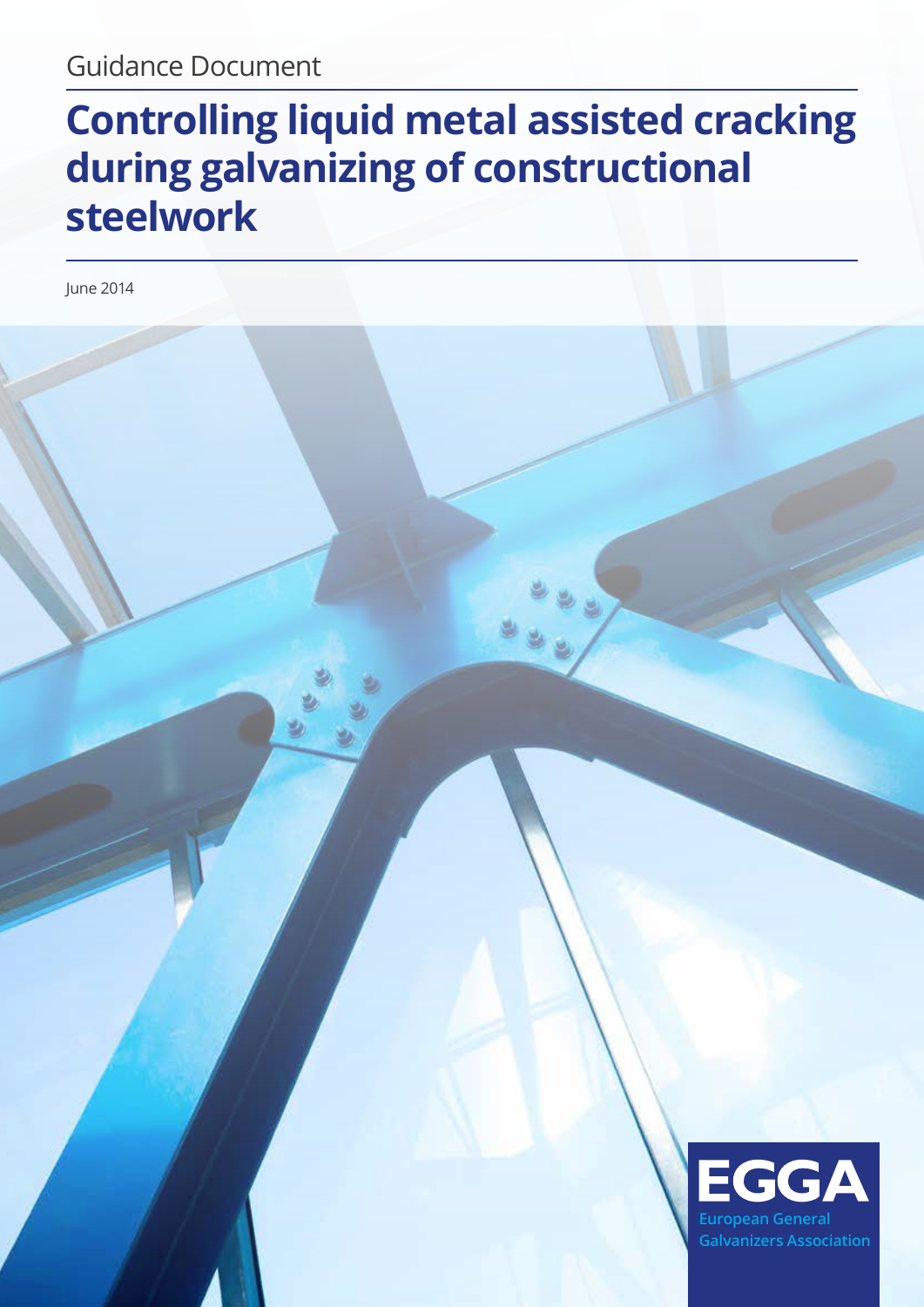Guidance Document

# Controlling liquid metal assisted cracking during galvanizing of constructional steelwork

June 2014

EGGA
European General Galvanizers Association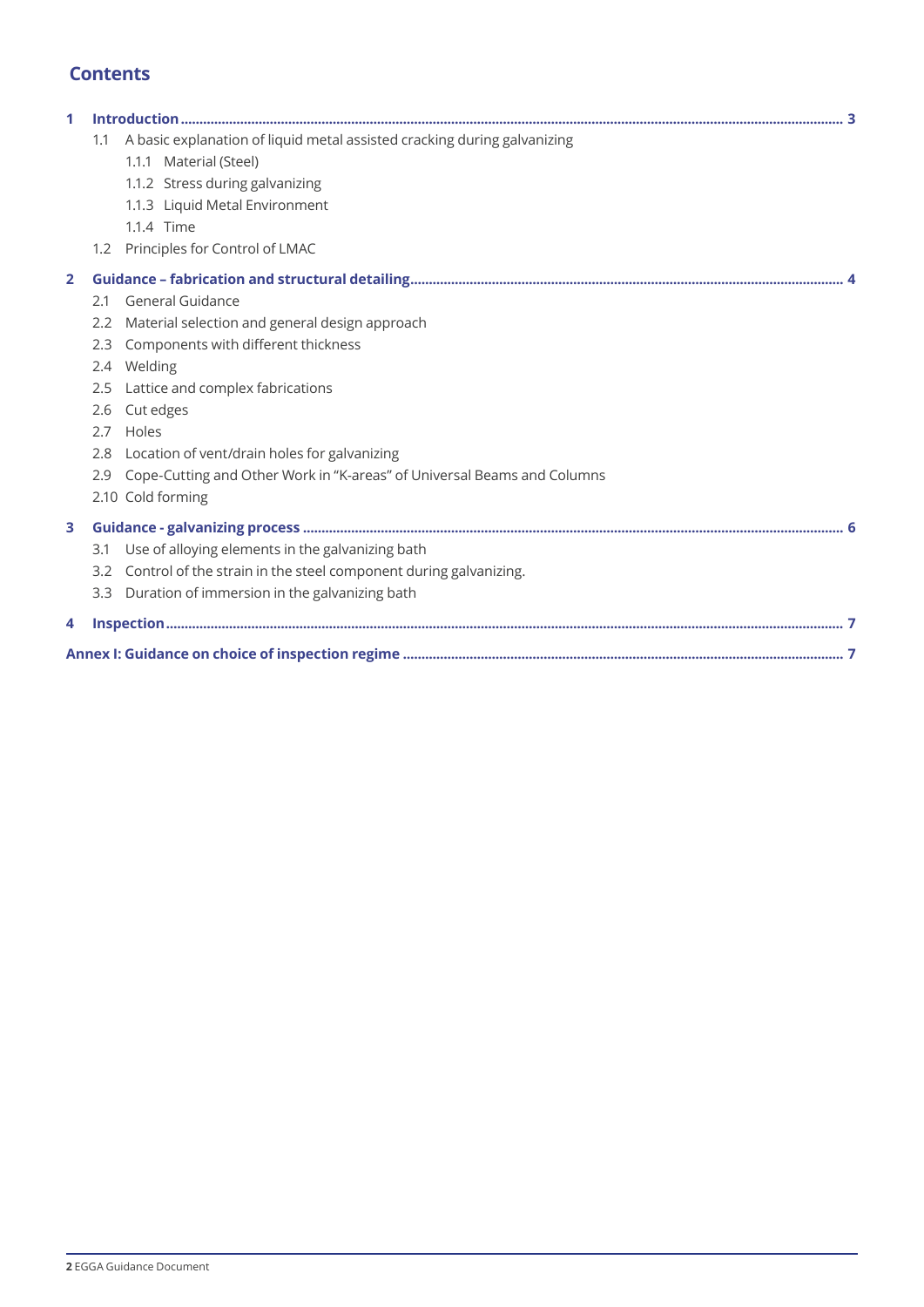## Contents

**1 Introduction** ..... **3**

- 1.1 A basic explanation of liquid metal assisted cracking during galvanizing
  - 1.1.1 Material (Steel)
  - 1.1.2 Stress during galvanizing
  - 1.1.3 Liquid Metal Environment
  - 1.1.4 Time
- 1.2 Principles for Control of LMAC

**2 Guidance – fabrication and structural detailing** ..... **4**

- 2.1 General Guidance
- 2.2 Material selection and general design approach
- 2.3 Components with different thickness
- 2.4 Welding
- 2.5 Lattice and complex fabrications
- 2.6 Cut edges
- 2.7 Holes
- 2.8 Location of vent/drain holes for galvanizing
- 2.9 Cope-Cutting and Other Work in "K-areas" of Universal Beams and Columns
- 2.10 Cold forming

**3 Guidance - galvanizing process** ..... **6**

- 3.1 Use of alloying elements in the galvanizing bath
- 3.2 Control of the strain in the steel component during galvanizing.
- 3.3 Duration of immersion in the galvanizing bath

**4 Inspection** ..... **7**

**Annex I: Guidance on choice of inspection regime** ..... **7**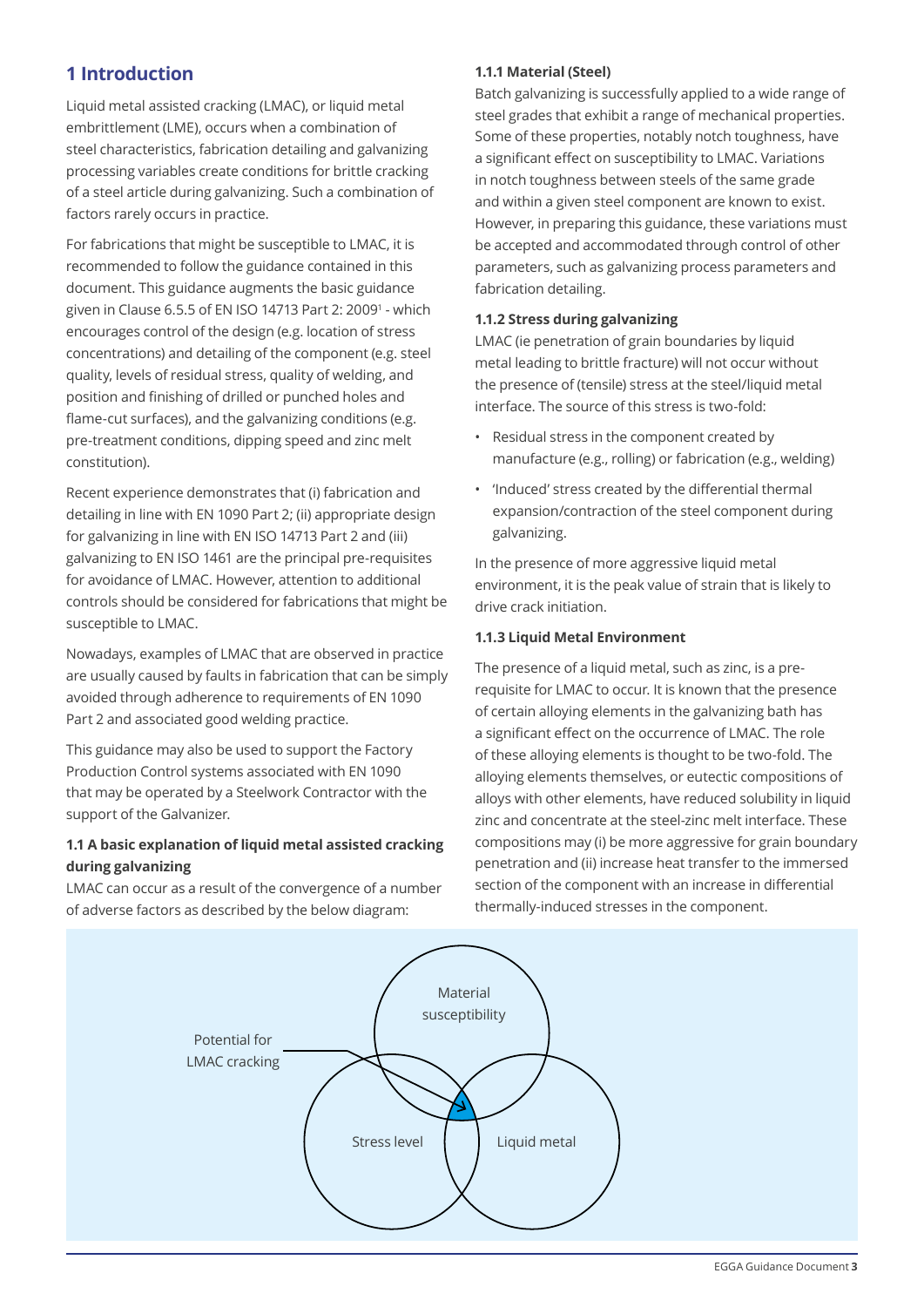# 1 Introduction

Liquid metal assisted cracking (LMAC), or liquid metal embrittlement (LME), occurs when a combination of steel characteristics, fabrication detailing and galvanizing processing variables create conditions for brittle cracking of a steel article during galvanizing. Such a combination of factors rarely occurs in practice.

For fabrications that might be susceptible to LMAC, it is recommended to follow the guidance contained in this document. This guidance augments the basic guidance given in Clause 6.5.5 of EN ISO 14713 Part 2: 2009[1] - which encourages control of the design (e.g. location of stress concentrations) and detailing of the component (e.g. steel quality, levels of residual stress, quality of welding, and position and finishing of drilled or punched holes and flame-cut surfaces), and the galvanizing conditions (e.g. pre-treatment conditions, dipping speed and zinc melt constitution).

Recent experience demonstrates that (i) fabrication and detailing in line with EN 1090 Part 2; (ii) appropriate design for galvanizing in line with EN ISO 14713 Part 2 and (iii) galvanizing to EN ISO 1461 are the principal pre-requisites for avoidance of LMAC. However, attention to additional controls should be considered for fabrications that might be susceptible to LMAC.

Nowadays, examples of LMAC that are observed in practice are usually caused by faults in fabrication that can be simply avoided through adherence to requirements of EN 1090 Part 2 and associated good welding practice.

This guidance may also be used to support the Factory Production Control systems associated with EN 1090 that may be operated by a Steelwork Contractor with the support of the Galvanizer.

### 1.1 A basic explanation of liquid metal assisted cracking during galvanizing

LMAC can occur as a result of the convergence of a number of adverse factors as described by the below diagram:

#### 1.1.1 Material (Steel)

Batch galvanizing is successfully applied to a wide range of steel grades that exhibit a range of mechanical properties. Some of these properties, notably notch toughness, have a significant effect on susceptibility to LMAC. Variations in notch toughness between steels of the same grade and within a given steel component are known to exist. However, in preparing this guidance, these variations must be accepted and accommodated through control of other parameters, such as galvanizing process parameters and fabrication detailing.

#### 1.1.2 Stress during galvanizing

LMAC (ie penetration of grain boundaries by liquid metal leading to brittle fracture) will not occur without the presence of (tensile) stress at the steel/liquid metal interface. The source of this stress is two-fold:

- Residual stress in the component created by manufacture (e.g., rolling) or fabrication (e.g., welding)
- 'Induced' stress created by the differential thermal expansion/contraction of the steel component during galvanizing.

In the presence of more aggressive liquid metal environment, it is the peak value of strain that is likely to drive crack initiation.

#### 1.1.3 Liquid Metal Environment

The presence of a liquid metal, such as zinc, is a pre-requisite for LMAC to occur. It is known that the presence of certain alloying elements in the galvanizing bath has a significant effect on the occurrence of LMAC. The role of these alloying elements is thought to be two-fold. The alloying elements themselves, or eutectic compositions of alloys with other elements, have reduced solubility in liquid zinc and concentrate at the steel-zinc melt interface. These compositions may (i) be more aggressive for grain boundary penetration and (ii) increase heat transfer to the immersed section of the component with an increase in differential thermally-induced stresses in the component.

Potential for LMAC cracking

Material susceptibility

Stress level

Liquid metal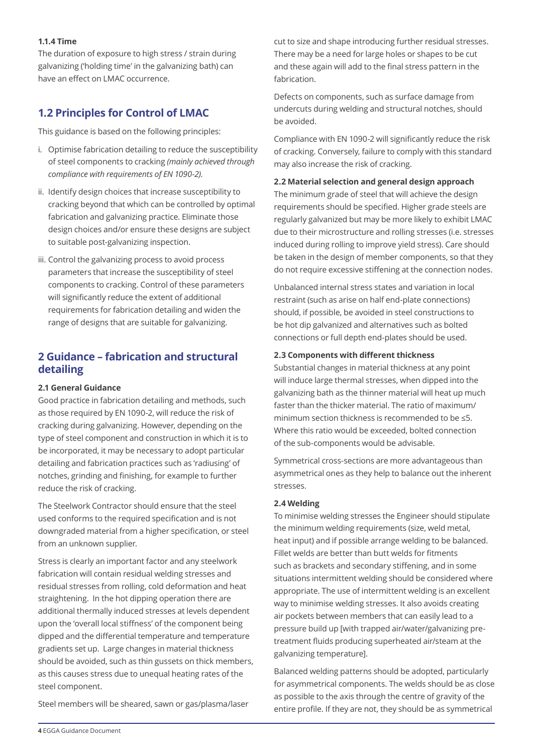#### 1.1.4 Time

The duration of exposure to high stress / strain during galvanizing ('holding time' in the galvanizing bath) can have an effect on LMAC occurrence.

## 1.2 Principles for Control of LMAC

This guidance is based on the following principles:

i. Optimise fabrication detailing to reduce the susceptibility of steel components to cracking *(mainly achieved through compliance with requirements of EN 1090-2).*

ii. Identify design choices that increase susceptibility to cracking beyond that which can be controlled by optimal fabrication and galvanizing practice. Eliminate those design choices and/or ensure these designs are subject to suitable post-galvanizing inspection.

iii. Control the galvanizing process to avoid process parameters that increase the susceptibility of steel components to cracking. Control of these parameters will significantly reduce the extent of additional requirements for fabrication detailing and widen the range of designs that are suitable for galvanizing.

## 2 Guidance – fabrication and structural detailing

### 2.1 General Guidance

Good practice in fabrication detailing and methods, such as those required by EN 1090-2, will reduce the risk of cracking during galvanizing. However, depending on the type of steel component and construction in which it is to be incorporated, it may be necessary to adopt particular detailing and fabrication practices such as 'radiusing' of notches, grinding and finishing, for example to further reduce the risk of cracking.

The Steelwork Contractor should ensure that the steel used conforms to the required specification and is not downgraded material from a higher specification, or steel from an unknown supplier.

Stress is clearly an important factor and any steelwork fabrication will contain residual welding stresses and residual stresses from rolling, cold deformation and heat straightening. In the hot dipping operation there are additional thermally induced stresses at levels dependent upon the 'overall local stiffness' of the component being dipped and the differential temperature and temperature gradients set up. Large changes in material thickness should be avoided, such as thin gussets on thick members, as this causes stress due to unequal heating rates of the steel component.

Steel members will be sheared, sawn or gas/plasma/laser cut to size and shape introducing further residual stresses. There may be a need for large holes or shapes to be cut and these again will add to the final stress pattern in the fabrication.

Defects on components, such as surface damage from undercuts during welding and structural notches, should be avoided.

Compliance with EN 1090-2 will significantly reduce the risk of cracking. Conversely, failure to comply with this standard may also increase the risk of cracking.

### 2.2 Material selection and general design approach

The minimum grade of steel that will achieve the design requirements should be specified. Higher grade steels are regularly galvanized but may be more likely to exhibit LMAC due to their microstructure and rolling stresses (i.e. stresses induced during rolling to improve yield stress). Care should be taken in the design of member components, so that they do not require excessive stiffening at the connection nodes.

Unbalanced internal stress states and variation in local restraint (such as arise on half end-plate connections) should, if possible, be avoided in steel constructions to be hot dip galvanized and alternatives such as bolted connections or full depth end-plates should be used.

### 2.3 Components with different thickness

Substantial changes in material thickness at any point will induce large thermal stresses, when dipped into the galvanizing bath as the thinner material will heat up much faster than the thicker material. The ratio of maximum/minimum section thickness is recommended to be $\leq 5$. Where this ratio would be exceeded, bolted connection of the sub-components would be advisable.

Symmetrical cross-sections are more advantageous than asymmetrical ones as they help to balance out the inherent stresses.

### 2.4 Welding

To minimise welding stresses the Engineer should stipulate the minimum welding requirements (size, weld metal, heat input) and if possible arrange welding to be balanced. Fillet welds are better than butt welds for fitments such as brackets and secondary stiffening, and in some situations intermittent welding should be considered where appropriate. The use of intermittent welding is an excellent way to minimise welding stresses. It also avoids creating air pockets between members that can easily lead to a pressure build up [with trapped air/water/galvanizing pre-treatment fluids producing superheated air/steam at the galvanizing temperature].

Balanced welding patterns should be adopted, particularly for asymmetrical components. The welds should be as close as possible to the axis through the centre of gravity of the entire profile. If they are not, they should be as symmetrical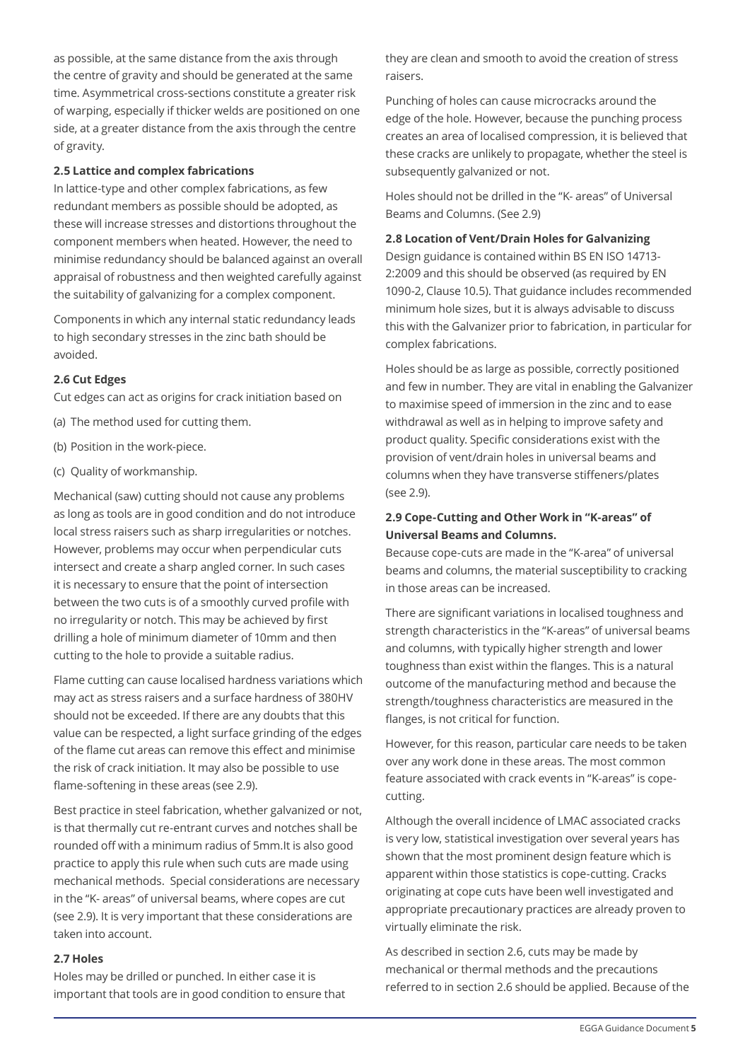as possible, at the same distance from the axis through the centre of gravity and should be generated at the same time. Asymmetrical cross-sections constitute a greater risk of warping, especially if thicker welds are positioned on one side, at a greater distance from the axis through the centre of gravity.

**2.5 Lattice and complex fabrications**

In lattice-type and other complex fabrications, as few redundant members as possible should be adopted, as these will increase stresses and distortions throughout the component members when heated. However, the need to minimise redundancy should be balanced against an overall appraisal of robustness and then weighted carefully against the suitability of galvanizing for a complex component.

Components in which any internal static redundancy leads to high secondary stresses in the zinc bath should be avoided.

**2.6 Cut Edges**

Cut edges can act as origins for crack initiation based on

(a) The method used for cutting them.

(b) Position in the work-piece.

(c) Quality of workmanship.

Mechanical (saw) cutting should not cause any problems as long as tools are in good condition and do not introduce local stress raisers such as sharp irregularities or notches. However, problems may occur when perpendicular cuts intersect and create a sharp angled corner. In such cases it is necessary to ensure that the point of intersection between the two cuts is of a smoothly curved profile with no irregularity or notch. This may be achieved by first drilling a hole of minimum diameter of 10mm and then cutting to the hole to provide a suitable radius.

Flame cutting can cause localised hardness variations which may act as stress raisers and a surface hardness of 380HV should not be exceeded. If there are any doubts that this value can be respected, a light surface grinding of the edges of the flame cut areas can remove this effect and minimise the risk of crack initiation. It may also be possible to use flame-softening in these areas (see 2.9).

Best practice in steel fabrication, whether galvanized or not, is that thermally cut re-entrant curves and notches shall be rounded off with a minimum radius of 5mm.It is also good practice to apply this rule when such cuts are made using mechanical methods. Special considerations are necessary in the "K- areas" of universal beams, where copes are cut (see 2.9). It is very important that these considerations are taken into account.

**2.7 Holes**

Holes may be drilled or punched. In either case it is important that tools are in good condition to ensure that they are clean and smooth to avoid the creation of stress raisers.

Punching of holes can cause microcracks around the edge of the hole. However, because the punching process creates an area of localised compression, it is believed that these cracks are unlikely to propagate, whether the steel is subsequently galvanized or not.

Holes should not be drilled in the "K- areas" of Universal Beams and Columns. (See 2.9)

**2.8 Location of Vent/Drain Holes for Galvanizing**

Design guidance is contained within BS EN ISO 14713-2:2009 and this should be observed (as required by EN 1090-2, Clause 10.5). That guidance includes recommended minimum hole sizes, but it is always advisable to discuss this with the Galvanizer prior to fabrication, in particular for complex fabrications.

Holes should be as large as possible, correctly positioned and few in number. They are vital in enabling the Galvanizer to maximise speed of immersion in the zinc and to ease withdrawal as well as in helping to improve safety and product quality. Specific considerations exist with the provision of vent/drain holes in universal beams and columns when they have transverse stiffeners/plates (see 2.9).

**2.9 Cope-Cutting and Other Work in "K-areas" of Universal Beams and Columns.**

Because cope-cuts are made in the "K-area" of universal beams and columns, the material susceptibility to cracking in those areas can be increased.

There are significant variations in localised toughness and strength characteristics in the "K-areas" of universal beams and columns, with typically higher strength and lower toughness than exist within the flanges. This is a natural outcome of the manufacturing method and because the strength/toughness characteristics are measured in the flanges, is not critical for function.

However, for this reason, particular care needs to be taken over any work done in these areas. The most common feature associated with crack events in "K-areas" is cope-cutting.

Although the overall incidence of LMAC associated cracks is very low, statistical investigation over several years has shown that the most prominent design feature which is apparent within those statistics is cope-cutting. Cracks originating at cope cuts have been well investigated and appropriate precautionary practices are already proven to virtually eliminate the risk.

As described in section 2.6, cuts may be made by mechanical or thermal methods and the precautions referred to in section 2.6 should be applied. Because of the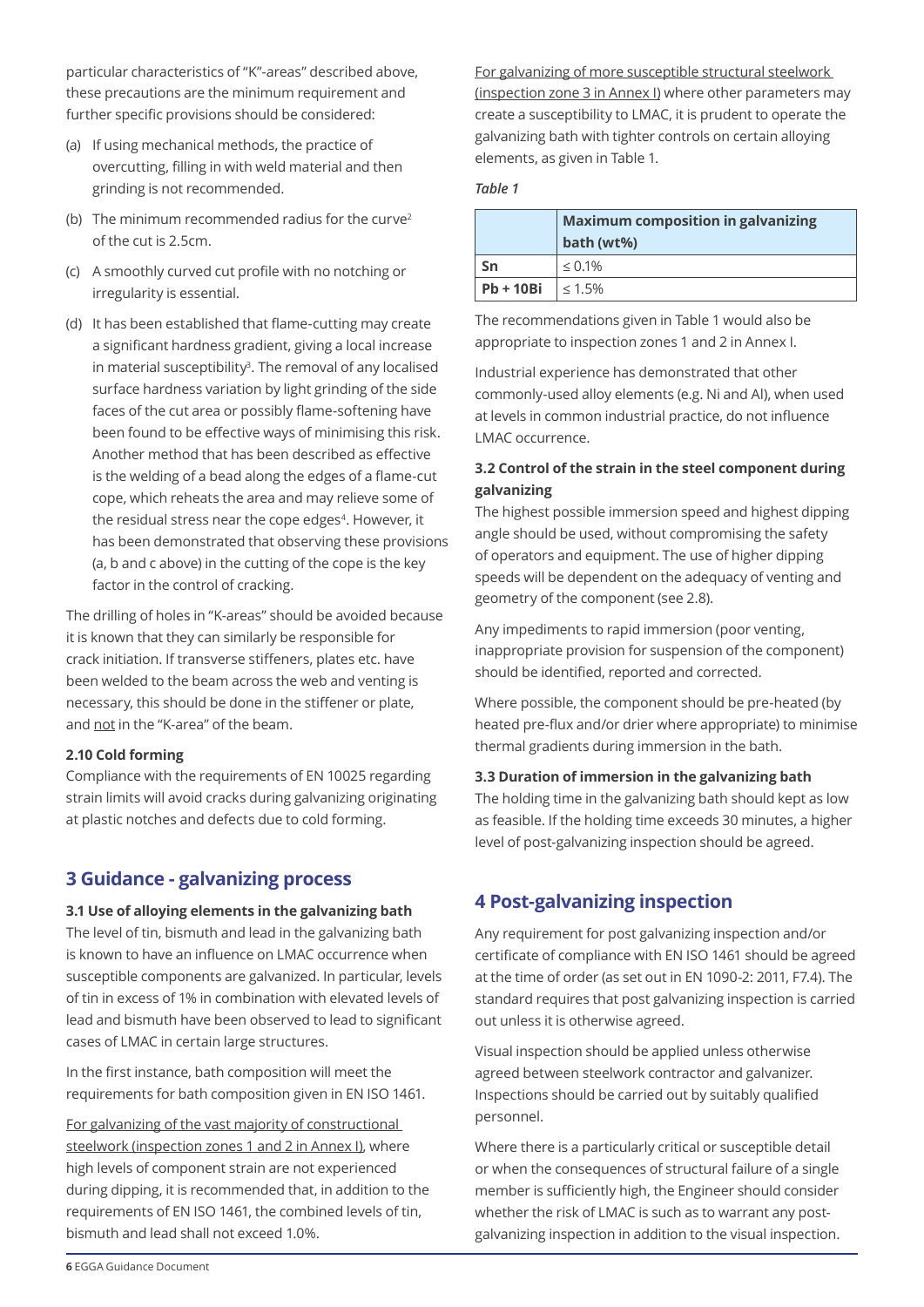particular characteristics of "K"-areas" described above, these precautions are the minimum requirement and further specific provisions should be considered:

(a) If using mechanical methods, the practice of overcutting, filling in with weld material and then grinding is not recommended.

(b) The minimum recommended radius for the curve[2] of the cut is 2.5cm.

(c) A smoothly curved cut profile with no notching or irregularity is essential.

(d) It has been established that flame-cutting may create a significant hardness gradient, giving a local increase in material susceptibility[3]. The removal of any localised surface hardness variation by light grinding of the side faces of the cut area or possibly flame-softening have been found to be effective ways of minimising this risk. Another method that has been described as effective is the welding of a bead along the edges of a flame-cut cope, which reheats the area and may relieve some of the residual stress near the cope edges[4]. However, it has been demonstrated that observing these provisions (a, b and c above) in the cutting of the cope is the key factor in the control of cracking.

The drilling of holes in "K-areas" should be avoided because it is known that they can similarly be responsible for crack initiation. If transverse stiffeners, plates etc. have been welded to the beam across the web and venting is necessary, this should be done in the stiffener or plate, and not in the "K-area" of the beam.

**2.10 Cold forming**

Compliance with the requirements of EN 10025 regarding strain limits will avoid cracks during galvanizing originating at plastic notches and defects due to cold forming.

## 3 Guidance - galvanizing process

**3.1 Use of alloying elements in the galvanizing bath**

The level of tin, bismuth and lead in the galvanizing bath is known to have an influence on LMAC occurrence when susceptible components are galvanized. In particular, levels of tin in excess of 1% in combination with elevated levels of lead and bismuth have been observed to lead to significant cases of LMAC in certain large structures.

In the first instance, bath composition will meet the requirements for bath composition given in EN ISO 1461.

For galvanizing of the vast majority of constructional steelwork (inspection zones 1 and 2 in Annex I), where high levels of component strain are not experienced during dipping, it is recommended that, in addition to the requirements of EN ISO 1461, the combined levels of tin, bismuth and lead shall not exceed 1.0%.

For galvanizing of more susceptible structural steelwork (inspection zone 3 in Annex I) where other parameters may create a susceptibility to LMAC, it is prudent to operate the galvanizing bath with tighter controls on certain alloying elements, as given in Table 1.

*Table 1*

| | Maximum composition in galvanizing bath (wt%) |
|---|---|
| **Sn** | ≤ 0.1% |
| **Pb + 10Bi** | ≤ 1.5% |

The recommendations given in Table 1 would also be appropriate to inspection zones 1 and 2 in Annex I.

Industrial experience has demonstrated that other commonly-used alloy elements (e.g. Ni and Al), when used at levels in common industrial practice, do not influence LMAC occurrence.

**3.2 Control of the strain in the steel component during galvanizing**

The highest possible immersion speed and highest dipping angle should be used, without compromising the safety of operators and equipment. The use of higher dipping speeds will be dependent on the adequacy of venting and geometry of the component (see 2.8).

Any impediments to rapid immersion (poor venting, inappropriate provision for suspension of the component) should be identified, reported and corrected.

Where possible, the component should be pre-heated (by heated pre-flux and/or drier where appropriate) to minimise thermal gradients during immersion in the bath.

**3.3 Duration of immersion in the galvanizing bath**

The holding time in the galvanizing bath should kept as low as feasible. If the holding time exceeds 30 minutes, a higher level of post-galvanizing inspection should be agreed.

## 4 Post-galvanizing inspection

Any requirement for post galvanizing inspection and/or certificate of compliance with EN ISO 1461 should be agreed at the time of order (as set out in EN 1090-2: 2011, F7.4). The standard requires that post galvanizing inspection is carried out unless it is otherwise agreed.

Visual inspection should be applied unless otherwise agreed between steelwork contractor and galvanizer. Inspections should be carried out by suitably qualified personnel.

Where there is a particularly critical or susceptible detail or when the consequences of structural failure of a single member is sufficiently high, the Engineer should consider whether the risk of LMAC is such as to warrant any post-galvanizing inspection in addition to the visual inspection.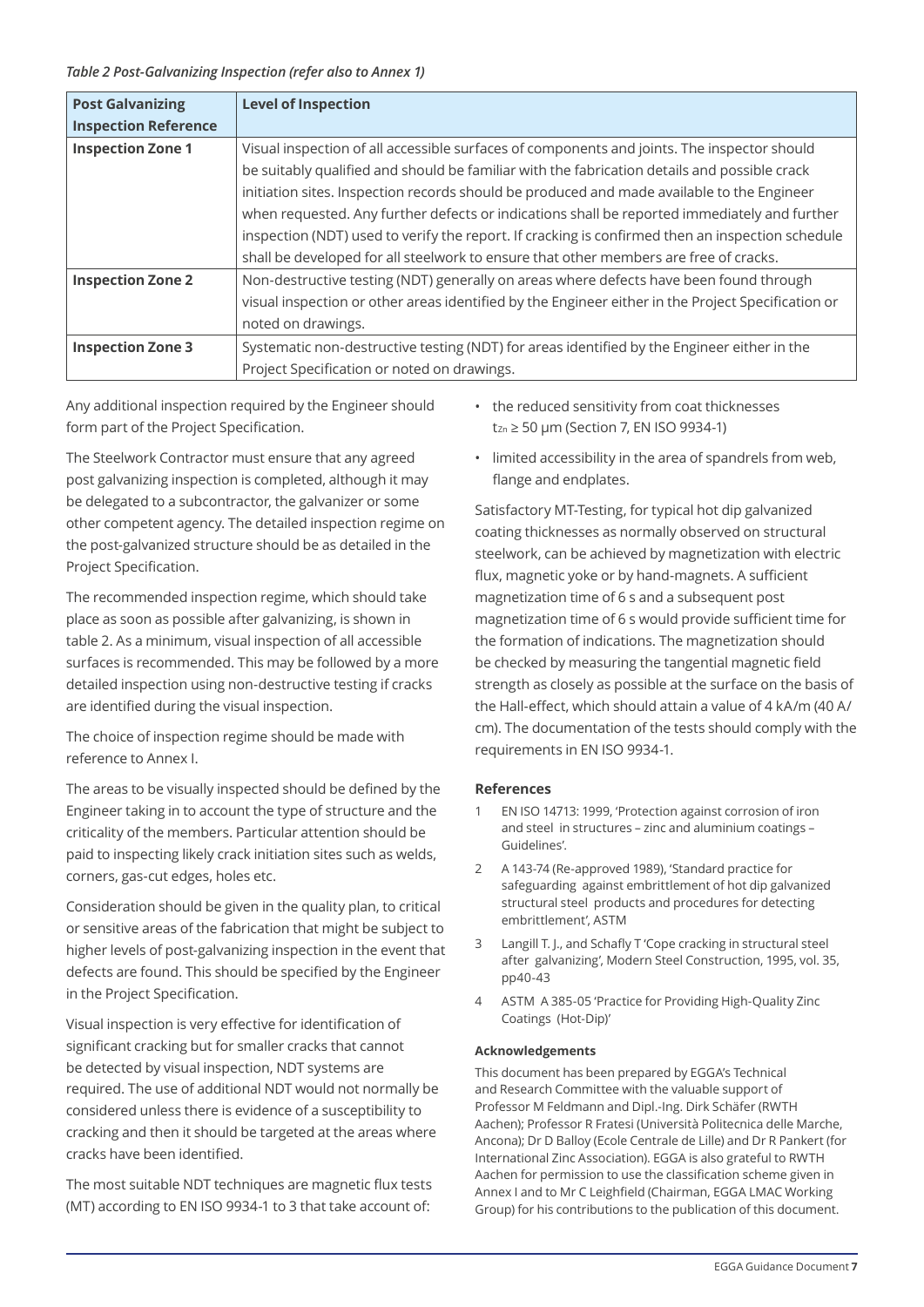*Table 2 Post-Galvanizing Inspection (refer also to Annex 1)*

| Post Galvanizing Inspection Reference | Level of Inspection |
|---|---|
| **Inspection Zone 1** | Visual inspection of all accessible surfaces of components and joints. The inspector should be suitably qualified and should be familiar with the fabrication details and possible crack initiation sites. Inspection records should be produced and made available to the Engineer when requested. Any further defects or indications shall be reported immediately and further inspection (NDT) used to verify the report. If cracking is confirmed then an inspection schedule shall be developed for all steelwork to ensure that other members are free of cracks. |
| **Inspection Zone 2** | Non-destructive testing (NDT) generally on areas where defects have been found through visual inspection or other areas identified by the Engineer either in the Project Specification or noted on drawings. |
| **Inspection Zone 3** | Systematic non-destructive testing (NDT) for areas identified by the Engineer either in the Project Specification or noted on drawings. |

Any additional inspection required by the Engineer should form part of the Project Specification.

The Steelwork Contractor must ensure that any agreed post galvanizing inspection is completed, although it may be delegated to a subcontractor, the galvanizer or some other competent agency. The detailed inspection regime on the post-galvanized structure should be as detailed in the Project Specification.

The recommended inspection regime, which should take place as soon as possible after galvanizing, is shown in table 2. As a minimum, visual inspection of all accessible surfaces is recommended. This may be followed by a more detailed inspection using non-destructive testing if cracks are identified during the visual inspection.

The choice of inspection regime should be made with reference to Annex I.

The areas to be visually inspected should be defined by the Engineer taking in to account the type of structure and the criticality of the members. Particular attention should be paid to inspecting likely crack initiation sites such as welds, corners, gas-cut edges, holes etc.

Consideration should be given in the quality plan, to critical or sensitive areas of the fabrication that might be subject to higher levels of post-galvanizing inspection in the event that defects are found. This should be specified by the Engineer in the Project Specification.

Visual inspection is very effective for identification of significant cracking but for smaller cracks that cannot be detected by visual inspection, NDT systems are required. The use of additional NDT would not normally be considered unless there is evidence of a susceptibility to cracking and then it should be targeted at the areas where cracks have been identified.

The most suitable NDT techniques are magnetic flux tests (MT) according to EN ISO 9934-1 to 3 that take account of:

- the reduced sensitivity from coat thicknesses $t_{Zn} \geq 50$ µm (Section 7, EN ISO 9934-1)
- limited accessibility in the area of spandrels from web, flange and endplates.

Satisfactory MT-Testing, for typical hot dip galvanized coating thicknesses as normally observed on structural steelwork, can be achieved by magnetization with electric flux, magnetic yoke or by hand-magnets. A sufficient magnetization time of 6 s and a subsequent post magnetization time of 6 s would provide sufficient time for the formation of indications. The magnetization should be checked by measuring the tangential magnetic field strength as closely as possible at the surface on the basis of the Hall-effect, which should attain a value of 4 kA/m (40 A/cm). The documentation of the tests should comply with the requirements in EN ISO 9934-1.

### References

1. EN ISO 14713: 1999, 'Protection against corrosion of iron and steel in structures – zinc and aluminium coatings – Guidelines'.
2. A 143-74 (Re-approved 1989), 'Standard practice for safeguarding against embrittlement of hot dip galvanized structural steel products and procedures for detecting embrittlement', ASTM
3. Langill T. J., and Schafly T 'Cope cracking in structural steel after galvanizing', Modern Steel Construction, 1995, vol. 35, pp40-43
4. ASTM A 385-05 'Practice for Providing High-Quality Zinc Coatings (Hot-Dip)'

#### Acknowledgements

This document has been prepared by EGGA's Technical and Research Committee with the valuable support of Professor M Feldmann and Dipl.-Ing. Dirk Schäfer (RWTH Aachen); Professor R Fratesi (Università Politecnica delle Marche, Ancona); Dr D Balloy (Ecole Centrale de Lille) and Dr R Pankert (for International Zinc Association). EGGA is also grateful to RWTH Aachen for permission to use the classification scheme given in Annex I and to Mr C Leighfield (Chairman, EGGA LMAC Working Group) for his contributions to the publication of this document.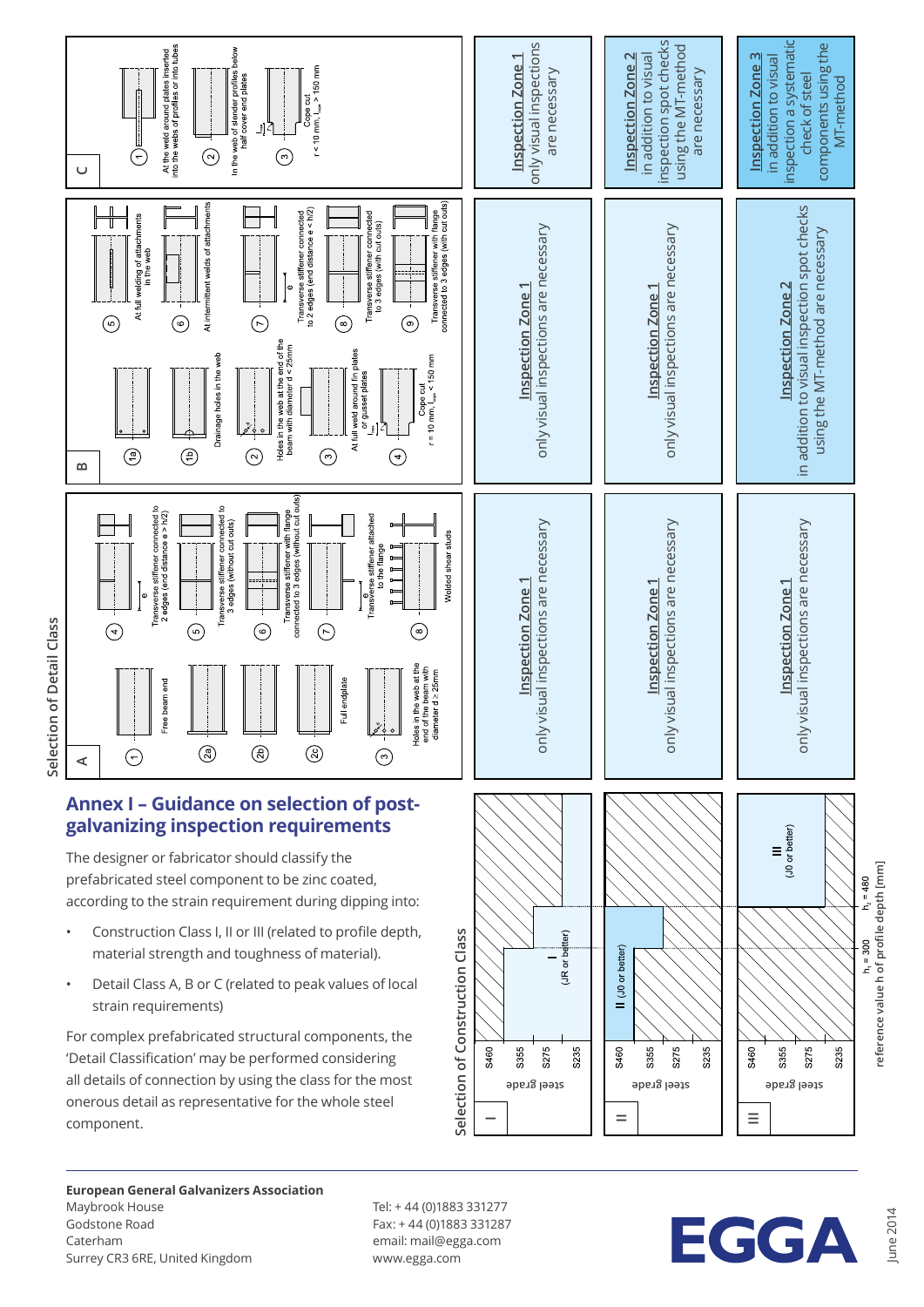## Annex I – Guidance on selection of post-galvanizing inspection requirements

The designer or fabricator should classify the prefabricated steel component to be zinc coated, according to the strain requirement during dipping into:

- Construction Class I, II or III (related to profile depth, material strength and toughness of material).
- Detail Class A, B or C (related to peak values of local strain requirements)

For complex prefabricated structural components, the 'Detail Classification' may be performed considering all details of connection by using the class for the most onerous detail as representative for the whole steel component.

Selection of Detail Class

**A**

1. Free beam end
2. (2a) (2b) (2c) Full endplate
3. Holes in the web at the end of the beam with diameter d > 25mm
4. Transverse stiffener connected to 2 edges (end distance e > h/2)
5. Transverse stiffener connected to 3 edges (without cut outs)
6. Transverse stiffener with flange connected to 3 edges (without cut outs)
7. Transverse stiffener attached to the flange
8. Welded shear studs

**B**

1. (1a) (1b) Drainage holes in the web
2. Holes in the web at the end of the beam with diameter d < 25mm
3. At full weld around fin plates or gusset plates
4. Cope cut r = 10 mm, $l_{cope}$ < 150 mm
5. At full welding of attachments in the web
6. At intermittent welds of attachments
7. Transverse stiffener connected to 2 edges (end distance e < h/2)
8. Transverse stiffener connected to 3 edges (with cut outs)
9. Transverse stiffener with flange connected to 3 edges (with cut outs)

**C**

1. At the weld around plates inserted into the webs of profiles or into tubes
2. In the web of slender profiles below half cover end plates
3. Cope cut r < 10 mm, $l_{cope}$ > 150 mm

Selection of Construction Class

| Construction Class | Detail Class A | Detail Class B | Detail Class C |
|---|---|---|---|
| I | **Inspection Zone 1** only visual inspections are necessary | **Inspection Zone 1** only visual inspections are necessary | **Inspection Zone 1** only visual inspections are necessary |
| II | **Inspection Zone 1** only visual inspections are necessary | **Inspection Zone 1** only visual inspections are necessary | **Inspection Zone 2** in addition to visual inspection spot checks using the MT-method are necessary |
| III | **Inspection Zone 1** only visual inspections are necessary | **Inspection Zone 2** in addition to visual inspection spot checks using the MT-method are necessary | **Inspection Zone 3** in addition to visual inspection a systematic check of steel components using the MT-method |

Construction Class I: I (JR or better)

Construction Class II: II (J0 or better)

Construction Class III: III (J0 or better)

steel grade: S460, S355, S275, S235

$h_1$ = 300, $h_2$ = 480

reference value h of profile depth [mm]

**European General Galvanizers Association**
Maybrook House
Godstone Road
Caterham
Surrey CR3 6RE, United Kingdom

Tel: + 44 (0)1883 331277
Fax: + 44 (0)1883 331287
email: mail@egga.com
www.egga.com

EGGA

June 2014